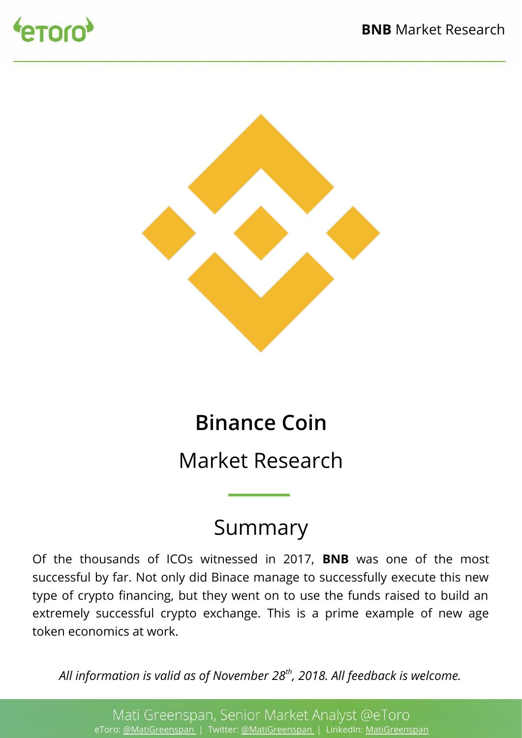# Binance Coin

## Market Research

## Summary

Of the thousands of ICOs witnessed in 2017, **BNB** was one of the most successful by far. Not only did Binace manage to successfully execute this new type of crypto financing, but they went on to use the funds raised to build an extremely successful crypto exchange. This is a prime example of new age token economics at work.

*All information is valid as of November 28th, 2018. All feedback is welcome.*

Mati Greenspan, Senior Market Analyst @eToro

eToro: @MatiGreenspan | Twitter: @MatiGreenspan | LinkedIn: MatiGreenspan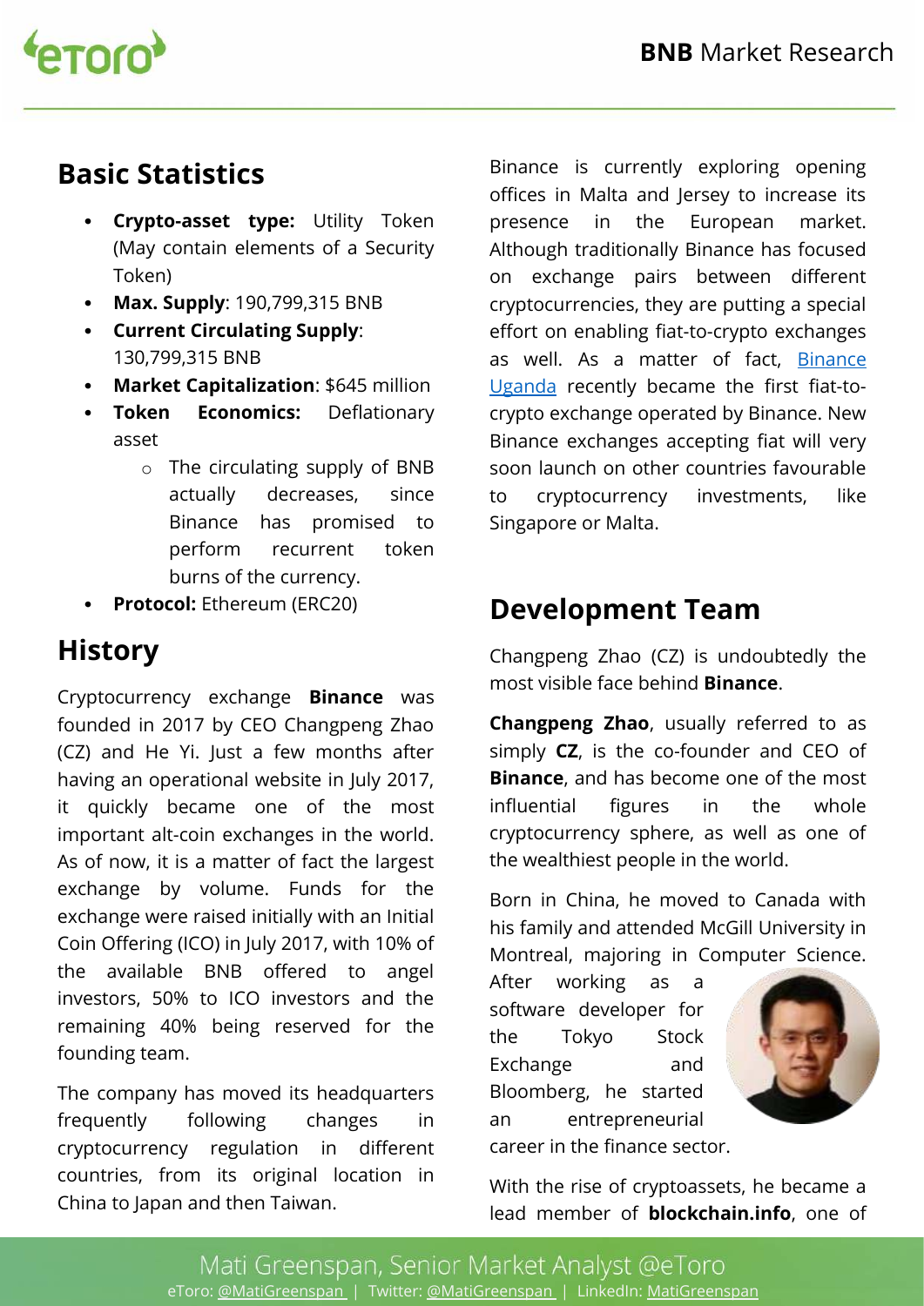## Basic Statistics

- **Crypto-asset type:** Utility Token (May contain elements of a Security Token)
- **Max. Supply**: 190,799,315 BNB
- **Current Circulating Supply**: 130,799,315 BNB
- **Market Capitalization**: $645 million
- **Token Economics:** Deflationary asset
  - The circulating supply of BNB actually decreases, since Binance has promised to perform recurrent token burns of the currency.
- **Protocol:** Ethereum (ERC20)

## History

Cryptocurrency exchange **Binance** was founded in 2017 by CEO Changpeng Zhao (CZ) and He Yi. Just a few months after having an operational website in July 2017, it quickly became one of the most important alt-coin exchanges in the world. As of now, it is a matter of fact the largest exchange by volume. Funds for the exchange were raised initially with an Initial Coin Offering (ICO) in July 2017, with 10% of the available BNB offered to angel investors, 50% to ICO investors and the remaining 40% being reserved for the founding team.

The company has moved its headquarters frequently following changes in cryptocurrency regulation in different countries, from its original location in China to Japan and then Taiwan.

Binance is currently exploring opening offices in Malta and Jersey to increase its presence in the European market. Although traditionally Binance has focused on exchange pairs between different cryptocurrencies, they are putting a special effort on enabling fiat-to-crypto exchanges as well. As a matter of fact, [Binance Uganda] recently became the first fiat-to-crypto exchange operated by Binance. New Binance exchanges accepting fiat will very soon launch on other countries favourable to cryptocurrency investments, like Singapore or Malta.

## Development Team

Changpeng Zhao (CZ) is undoubtedly the most visible face behind **Binance**.

**Changpeng Zhao**, usually referred to as simply **CZ**, is the co-founder and CEO of **Binance**, and has become one of the most influential figures in the whole cryptocurrency sphere, as well as one of the wealthiest people in the world.

Born in China, he moved to Canada with his family and attended McGill University in Montreal, majoring in Computer Science. After working as a software developer for the Tokyo Stock Exchange and Bloomberg, he started an entrepreneurial career in the finance sector.

With the rise of cryptoassets, he became a lead member of **blockchain.info**, one of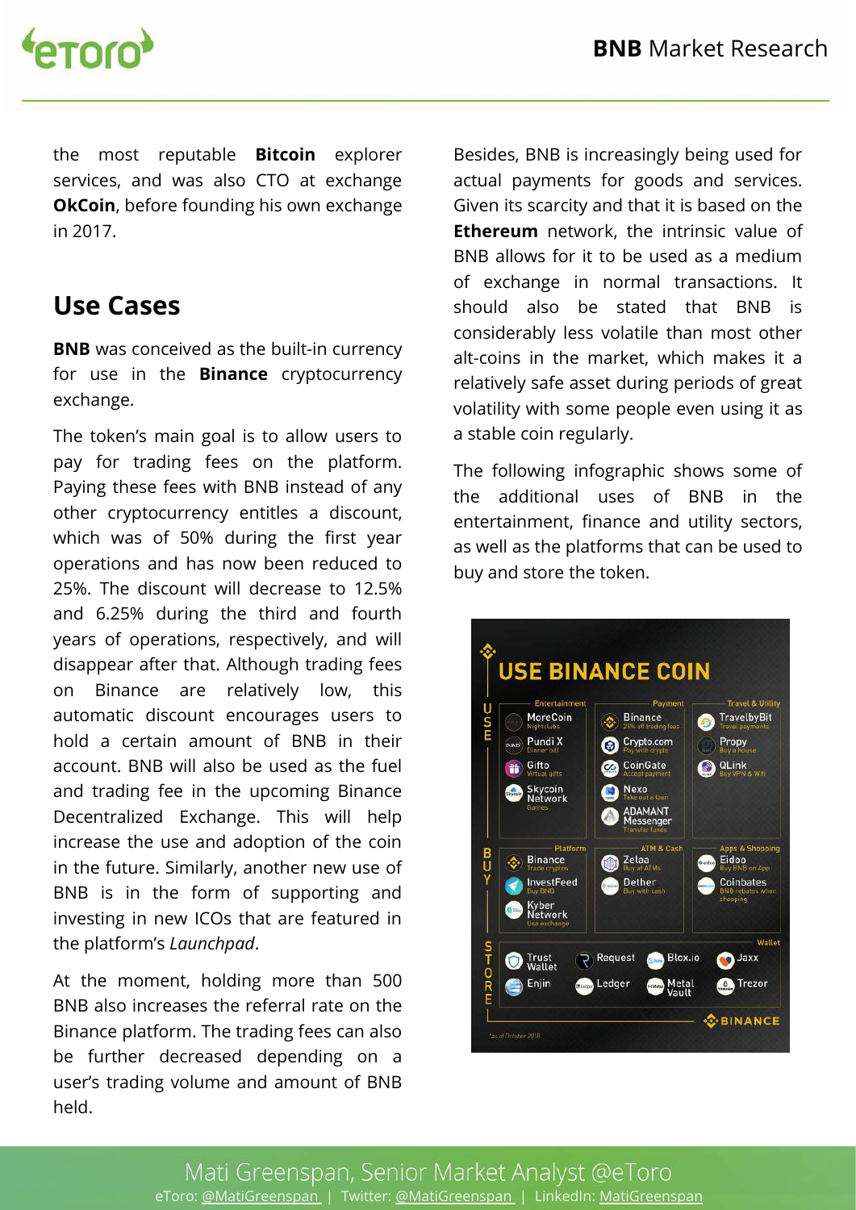the most reputable **Bitcoin** explorer services, and was also CTO at exchange **OkCoin**, before founding his own exchange in 2017.

## Use Cases

**BNB** was conceived as the built-in currency for use in the **Binance** cryptocurrency exchange.

The token's main goal is to allow users to pay for trading fees on the platform. Paying these fees with BNB instead of any other cryptocurrency entitles a discount, which was of 50% during the first year operations and has now been reduced to 25%. The discount will decrease to 12.5% and 6.25% during the third and fourth years of operations, respectively, and will disappear after that. Although trading fees on Binance are relatively low, this automatic discount encourages users to hold a certain amount of BNB in their account. BNB will also be used as the fuel and trading fee in the upcoming Binance Decentralized Exchange. This will help increase the use and adoption of the coin in the future. Similarly, another new use of BNB is in the form of supporting and investing in new ICOs that are featured in the platform's *Launchpad*.

At the moment, holding more than 500 BNB also increases the referral rate on the Binance platform. The trading fees can also be further decreased depending on a user's trading volume and amount of BNB held.

Besides, BNB is increasingly being used for actual payments for goods and services. Given its scarcity and that it is based on the **Ethereum** network, the intrinsic value of BNB allows for it to be used as a medium of exchange in normal transactions. It should also be stated that BNB is considerably less volatile than most other alt-coins in the market, which makes it a relatively safe asset during periods of great volatility with some people even using it as a stable coin regularly.

The following infographic shows some of the additional uses of BNB in the entertainment, finance and utility sectors, as well as the platforms that can be used to buy and store the token.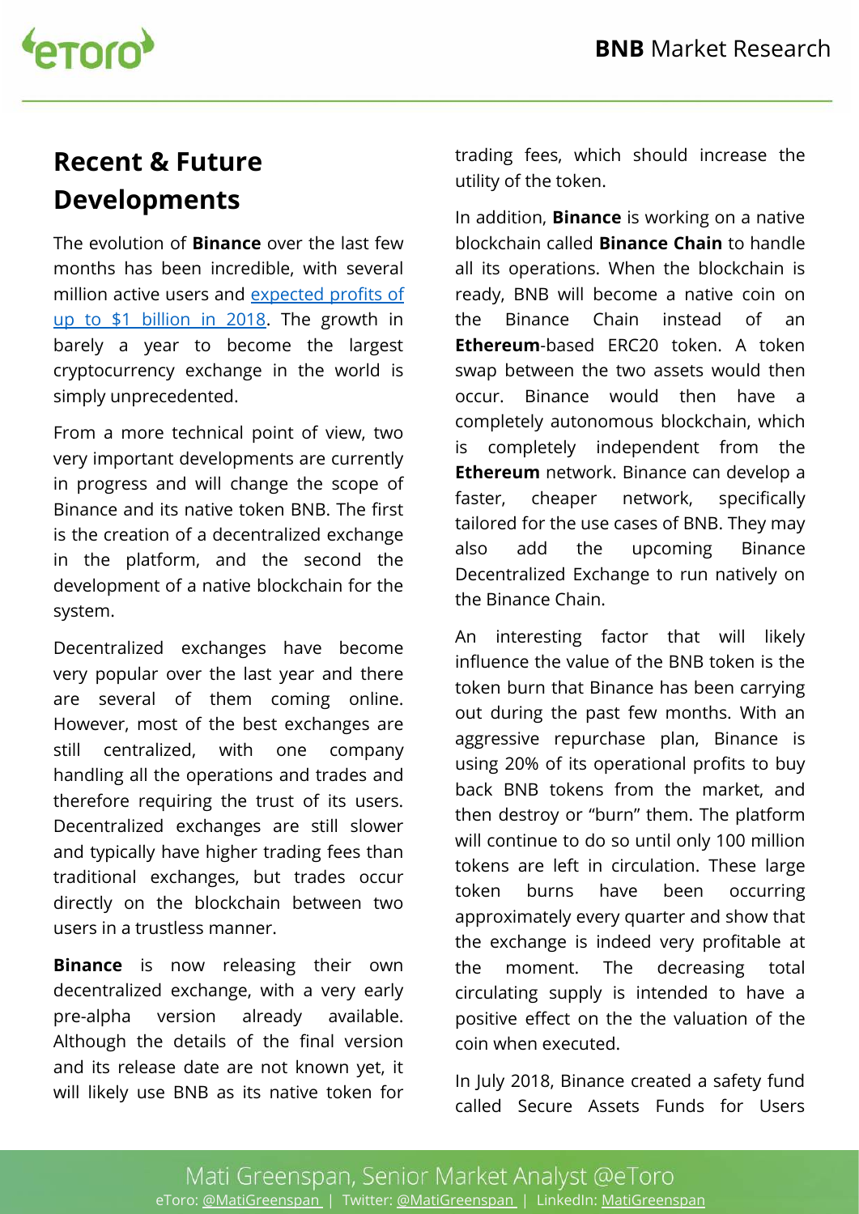## Recent & Future Developments

The evolution of **Binance** over the last few months has been incredible, with several million active users and expected profits of up to $1 billion in 2018. The growth in barely a year to become the largest cryptocurrency exchange in the world is simply unprecedented.

From a more technical point of view, two very important developments are currently in progress and will change the scope of Binance and its native token BNB. The first is the creation of a decentralized exchange in the platform, and the second the development of a native blockchain for the system.

Decentralized exchanges have become very popular over the last year and there are several of them coming online. However, most of the best exchanges are still centralized, with one company handling all the operations and trades and therefore requiring the trust of its users. Decentralized exchanges are still slower and typically have higher trading fees than traditional exchanges, but trades occur directly on the blockchain between two users in a trustless manner.

**Binance** is now releasing their own decentralized exchange, with a very early pre-alpha version already available. Although the details of the final version and its release date are not known yet, it will likely use BNB as its native token for trading fees, which should increase the utility of the token.

In addition, **Binance** is working on a native blockchain called **Binance Chain** to handle all its operations. When the blockchain is ready, BNB will become a native coin on the Binance Chain instead of an **Ethereum**-based ERC20 token. A token swap between the two assets would then occur. Binance would then have a completely autonomous blockchain, which is completely independent from the **Ethereum** network. Binance can develop a faster, cheaper network, specifically tailored for the use cases of BNB. They may also add the upcoming Binance Decentralized Exchange to run natively on the Binance Chain.

An interesting factor that will likely influence the value of the BNB token is the token burn that Binance has been carrying out during the past few months. With an aggressive repurchase plan, Binance is using 20% of its operational profits to buy back BNB tokens from the market, and then destroy or "burn" them. The platform will continue to do so until only 100 million tokens are left in circulation. These large token burns have been occurring approximately every quarter and show that the exchange is indeed very profitable at the moment. The decreasing total circulating supply is intended to have a positive effect on the the valuation of the coin when executed.

In July 2018, Binance created a safety fund called Secure Assets Funds for Users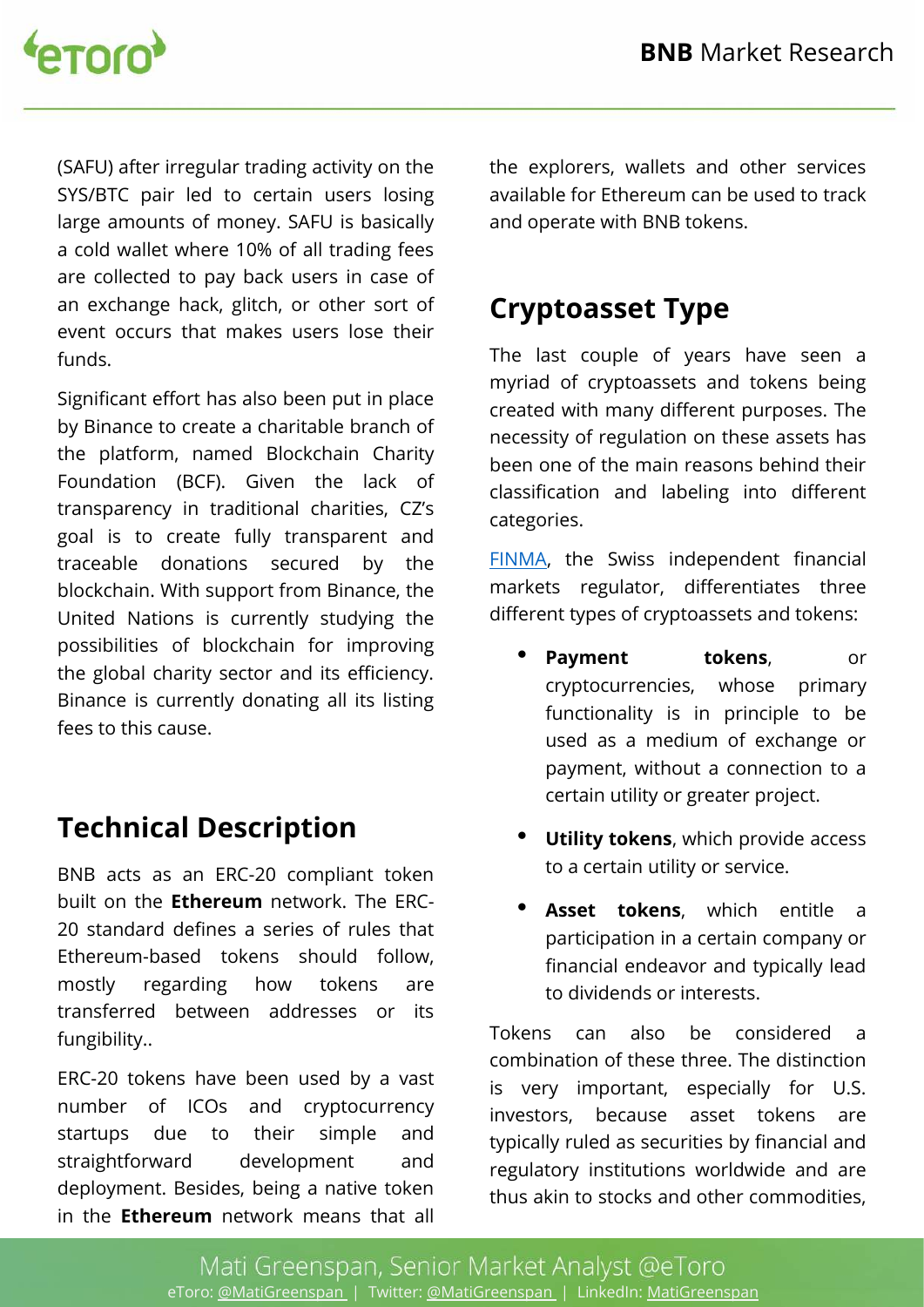(SAFU) after irregular trading activity on the SYS/BTC pair led to certain users losing large amounts of money. SAFU is basically a cold wallet where 10% of all trading fees are collected to pay back users in case of an exchange hack, glitch, or other sort of event occurs that makes users lose their funds.

Significant effort has also been put in place by Binance to create a charitable branch of the platform, named Blockchain Charity Foundation (BCF). Given the lack of transparency in traditional charities, CZ's goal is to create fully transparent and traceable donations secured by the blockchain. With support from Binance, the United Nations is currently studying the possibilities of blockchain for improving the global charity sector and its efficiency. Binance is currently donating all its listing fees to this cause.

## Technical Description

BNB acts as an ERC-20 compliant token built on the **Ethereum** network. The ERC-20 standard defines a series of rules that Ethereum-based tokens should follow, mostly regarding how tokens are transferred between addresses or its fungibility..

ERC-20 tokens have been used by a vast number of ICOs and cryptocurrency startups due to their simple and straightforward development and deployment. Besides, being a native token in the **Ethereum** network means that all the explorers, wallets and other services available for Ethereum can be used to track and operate with BNB tokens.

## Cryptoasset Type

The last couple of years have seen a myriad of cryptoassets and tokens being created with many different purposes. The necessity of regulation on these assets has been one of the main reasons behind their classification and labeling into different categories.

[FINMA](), the Swiss independent financial markets regulator, differentiates three different types of cryptoassets and tokens:

- **Payment tokens**, or cryptocurrencies, whose primary functionality is in principle to be used as a medium of exchange or payment, without a connection to a certain utility or greater project.
- **Utility tokens**, which provide access to a certain utility or service.
- **Asset tokens**, which entitle a participation in a certain company or financial endeavor and typically lead to dividends or interests.

Tokens can also be considered a combination of these three. The distinction is very important, especially for U.S. investors, because asset tokens are typically ruled as securities by financial and regulatory institutions worldwide and are thus akin to stocks and other commodities,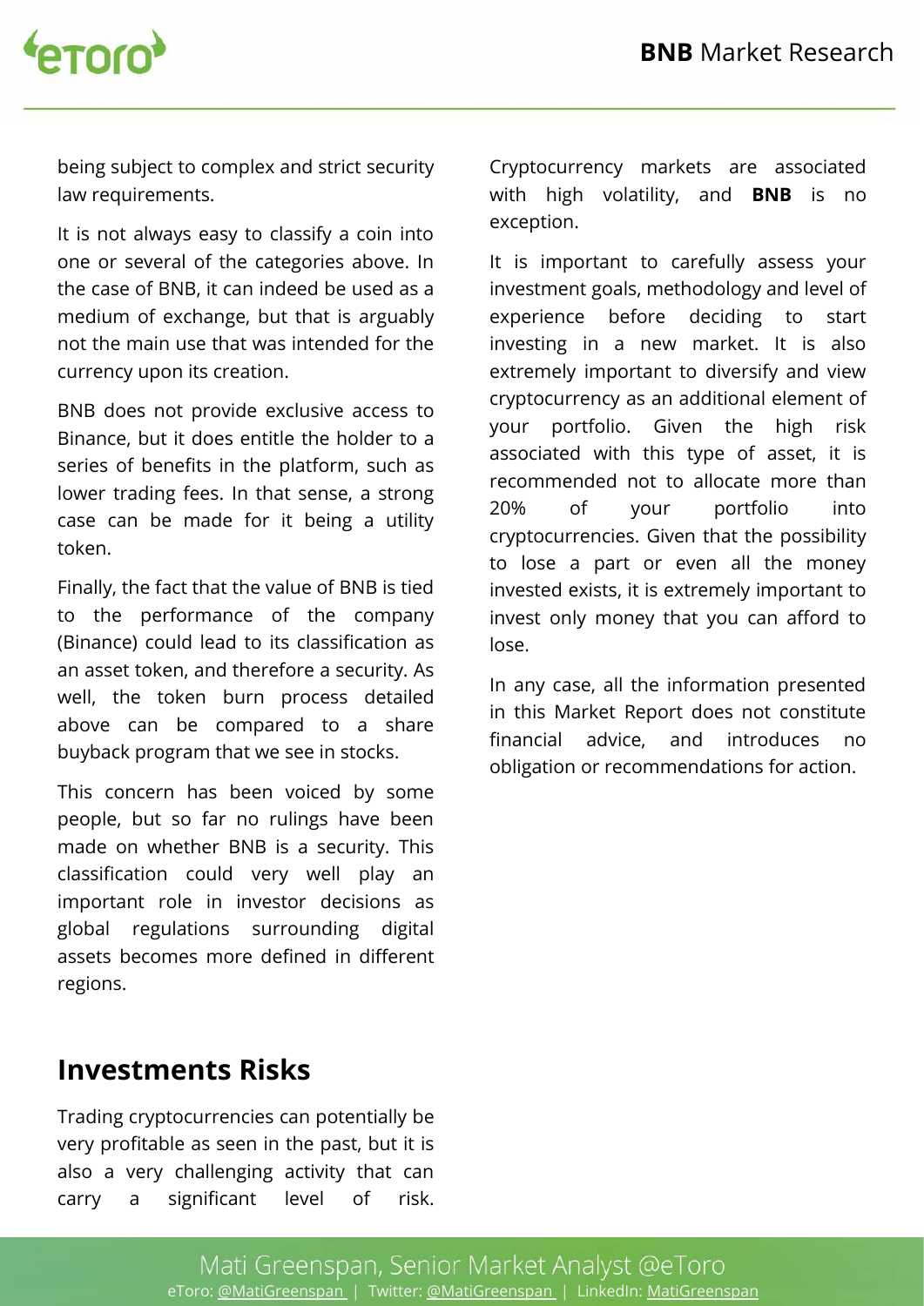being subject to complex and strict security law requirements.

It is not always easy to classify a coin into one or several of the categories above. In the case of BNB, it can indeed be used as a medium of exchange, but that is arguably not the main use that was intended for the currency upon its creation.

BNB does not provide exclusive access to Binance, but it does entitle the holder to a series of benefits in the platform, such as lower trading fees. In that sense, a strong case can be made for it being a utility token.

Finally, the fact that the value of BNB is tied to the performance of the company (Binance) could lead to its classification as an asset token, and therefore a security. As well, the token burn process detailed above can be compared to a share buyback program that we see in stocks.

This concern has been voiced by some people, but so far no rulings have been made on whether BNB is a security. This classification could very well play an important role in investor decisions as global regulations surrounding digital assets becomes more defined in different regions.

## Investments Risks

Trading cryptocurrencies can potentially be very profitable as seen in the past, but it is also a very challenging activity that can carry a significant level of risk. Cryptocurrency markets are associated with high volatility, and **BNB** is no exception.

It is important to carefully assess your investment goals, methodology and level of experience before deciding to start investing in a new market. It is also extremely important to diversify and view cryptocurrency as an additional element of your portfolio. Given the high risk associated with this type of asset, it is recommended not to allocate more than 20% of your portfolio into cryptocurrencies. Given that the possibility to lose a part or even all the money invested exists, it is extremely important to invest only money that you can afford to lose.

In any case, all the information presented in this Market Report does not constitute financial advice, and introduces no obligation or recommendations for action.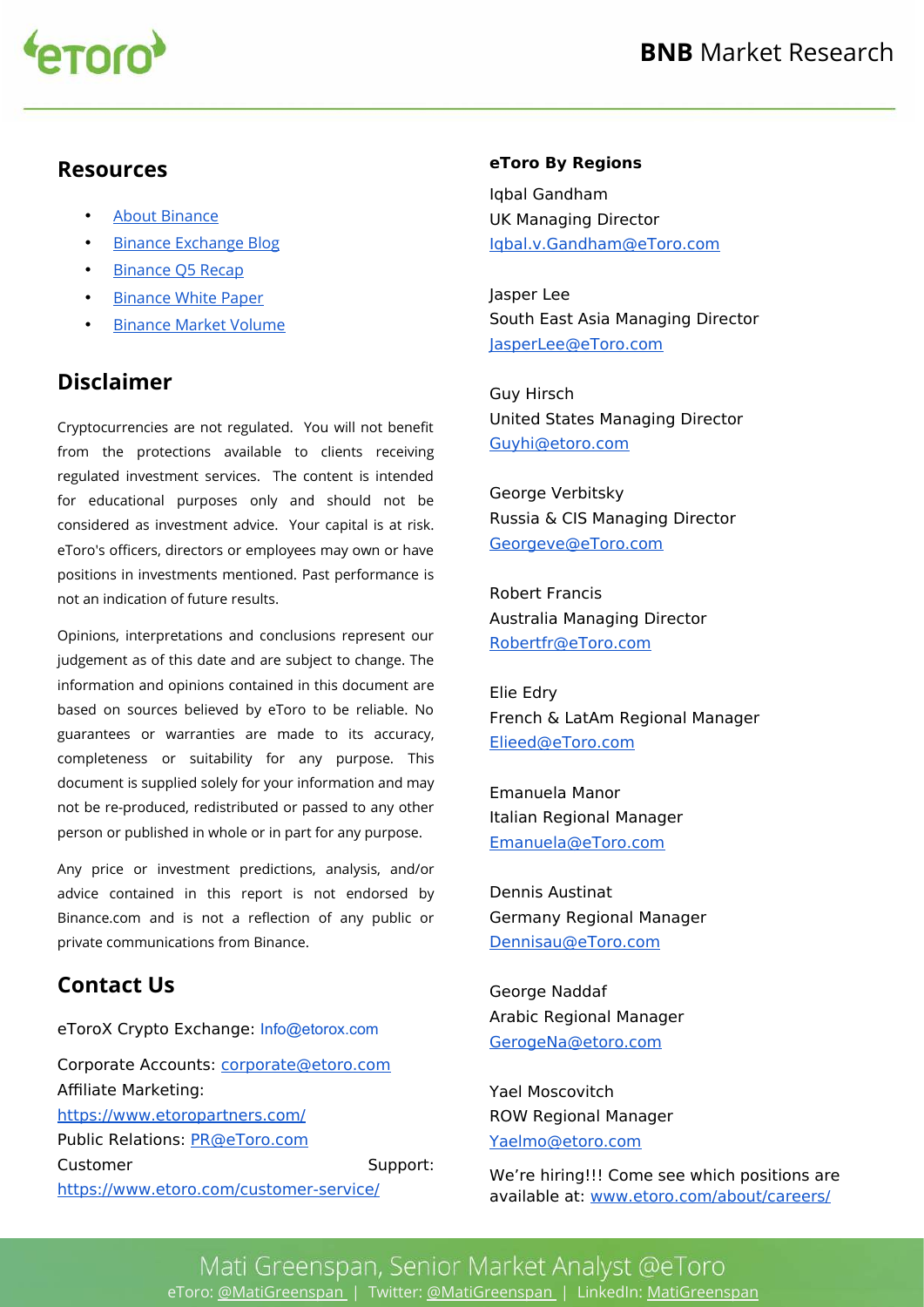## Resources

- About Binance
- Binance Exchange Blog
- Binance Q5 Recap
- Binance White Paper
- Binance Market Volume

## Disclaimer

Cryptocurrencies are not regulated. You will not benefit from the protections available to clients receiving regulated investment services. The content is intended for educational purposes only and should not be considered as investment advice. Your capital is at risk. eToro's officers, directors or employees may own or have positions in investments mentioned. Past performance is not an indication of future results.

Opinions, interpretations and conclusions represent our judgement as of this date and are subject to change. The information and opinions contained in this document are based on sources believed by eToro to be reliable. No guarantees or warranties are made to its accuracy, completeness or suitability for any purpose. This document is supplied solely for your information and may not be re-produced, redistributed or passed to any other person or published in whole or in part for any purpose.

Any price or investment predictions, analysis, and/or advice contained in this report is not endorsed by Binance.com and is not a reflection of any public or private communications from Binance.

## Contact Us

eToroX Crypto Exchange: Info@etorox.com

Corporate Accounts: corporate@etoro.com
Affiliate Marketing: https://www.etoropartners.com/
Public Relations: PR@eToro.com
Customer Support: https://www.etoro.com/customer-service/

### eToro By Regions

Iqbal Gandham
UK Managing Director
Iqbal.v.Gandham@eToro.com

Jasper Lee
South East Asia Managing Director
JasperLee@eToro.com

Guy Hirsch
United States Managing Director
Guyhi@etoro.com

George Verbitsky
Russia & CIS Managing Director
Georgeve@eToro.com

Robert Francis
Australia Managing Director
Robertfr@eToro.com

Elie Edry
French & LatAm Regional Manager
Elieed@eToro.com

Emanuela Manor
Italian Regional Manager
Emanuela@eToro.com

Dennis Austinat
Germany Regional Manager
Dennisau@eToro.com

George Naddaf
Arabic Regional Manager
GerogeNa@etoro.com

Yael Moscovitch
ROW Regional Manager
Yaelmo@etoro.com

We're hiring!!! Come see which positions are available at: www.etoro.com/about/careers/